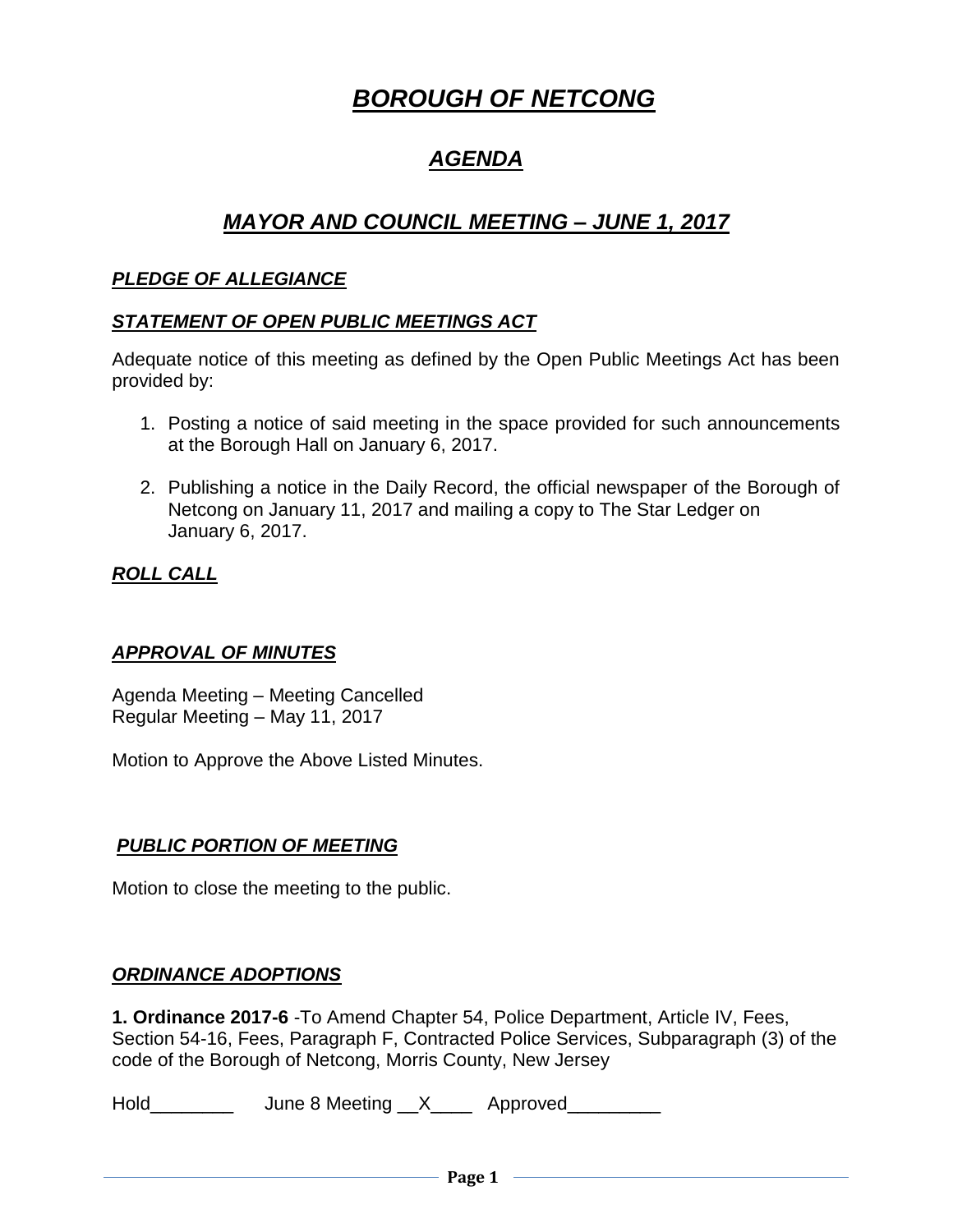# ***BOROUGH OF NETCONG***

## ***AGENDA***

## ***MAYOR AND COUNCIL MEETING – JUNE 1, 2017***

### ***PLEDGE OF ALLEGIANCE***

### ***STATEMENT OF OPEN PUBLIC MEETINGS ACT***

Adequate notice of this meeting as defined by the Open Public Meetings Act has been provided by:

1. Posting a notice of said meeting in the space provided for such announcements at the Borough Hall on January 6, 2017.

2. Publishing a notice in the Daily Record, the official newspaper of the Borough of Netcong on January 11, 2017 and mailing a copy to The Star Ledger on January 6, 2017.

### ***ROLL CALL***

### ***APPROVAL OF MINUTES***

Agenda Meeting – Meeting Cancelled
Regular Meeting – May 11, 2017

Motion to Approve the Above Listed Minutes.

### ***PUBLIC PORTION OF MEETING***

Motion to close the meeting to the public.

### ***ORDINANCE ADOPTIONS***

**1. Ordinance 2017-6** -To Amend Chapter 54, Police Department, Article IV, Fees, Section 54-16, Fees, Paragraph F, Contracted Police Services, Subparagraph (3) of the code of the Borough of Netcong, Morris County, New Jersey

Hold________ June 8 Meeting __X____ Approved_________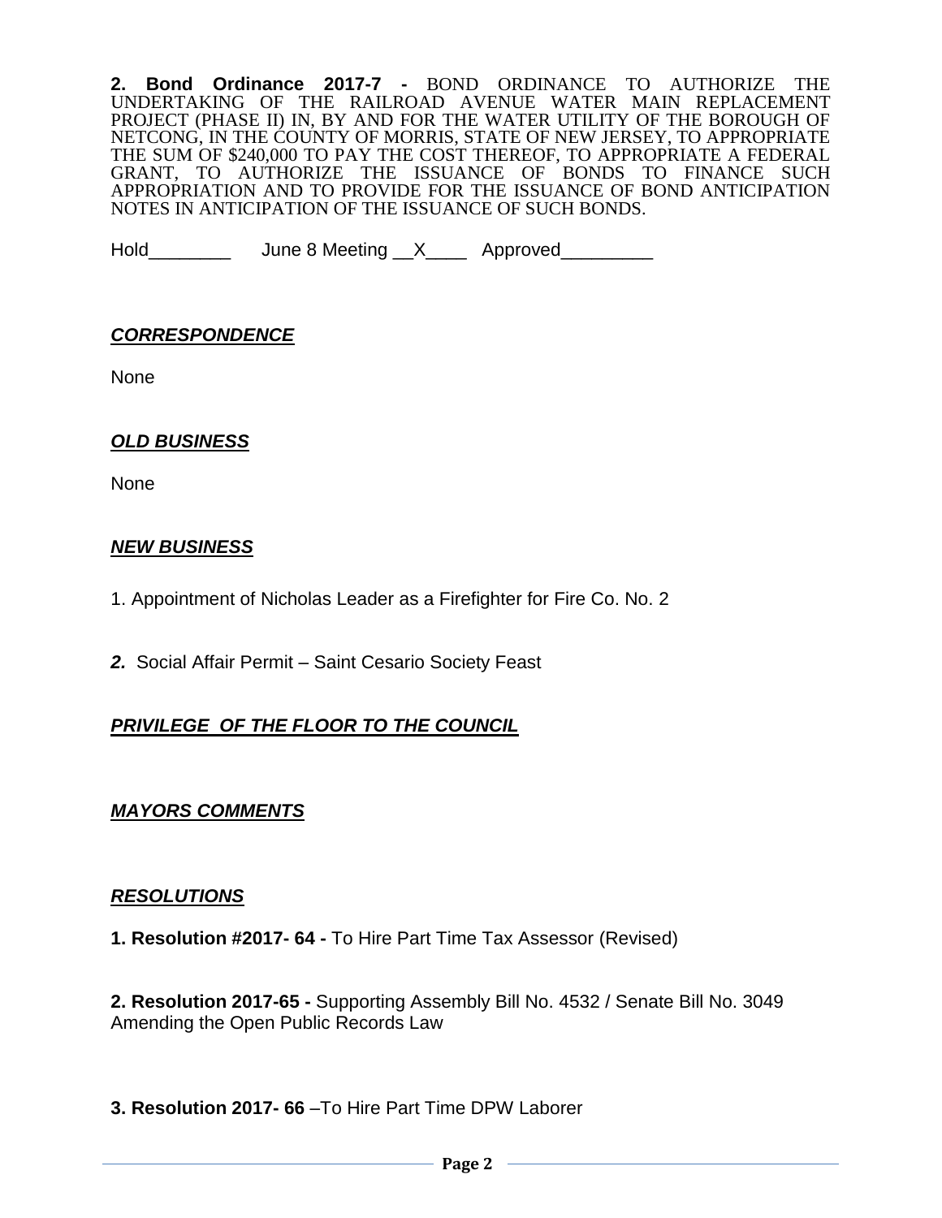**2. Bond Ordinance 2017-7 -** BOND ORDINANCE TO AUTHORIZE THE UNDERTAKING OF THE RAILROAD AVENUE WATER MAIN REPLACEMENT PROJECT (PHASE II) IN, BY AND FOR THE WATER UTILITY OF THE BOROUGH OF NETCONG, IN THE COUNTY OF MORRIS, STATE OF NEW JERSEY, TO APPROPRIATE THE SUM OF $240,000 TO PAY THE COST THEREOF, TO APPROPRIATE A FEDERAL GRANT, TO AUTHORIZE THE ISSUANCE OF BONDS TO FINANCE SUCH APPROPRIATION AND TO PROVIDE FOR THE ISSUANCE OF BOND ANTICIPATION NOTES IN ANTICIPATION OF THE ISSUANCE OF SUCH BONDS.

Hold________ June 8 Meeting __X____ Approved_________

## ***CORRESPONDENCE***

None

## ***OLD BUSINESS***

None

## ***NEW BUSINESS***

1. Appointment of Nicholas Leader as a Firefighter for Fire Co. No. 2

***2.*** Social Affair Permit – Saint Cesario Society Feast

## ***PRIVILEGE OF THE FLOOR TO THE COUNCIL***

## ***MAYORS COMMENTS***

## ***RESOLUTIONS***

**1. Resolution #2017- 64 -** To Hire Part Time Tax Assessor (Revised)

**2. Resolution 2017-65 -** Supporting Assembly Bill No. 4532 / Senate Bill No. 3049 Amending the Open Public Records Law

**3. Resolution 2017- 66** –To Hire Part Time DPW Laborer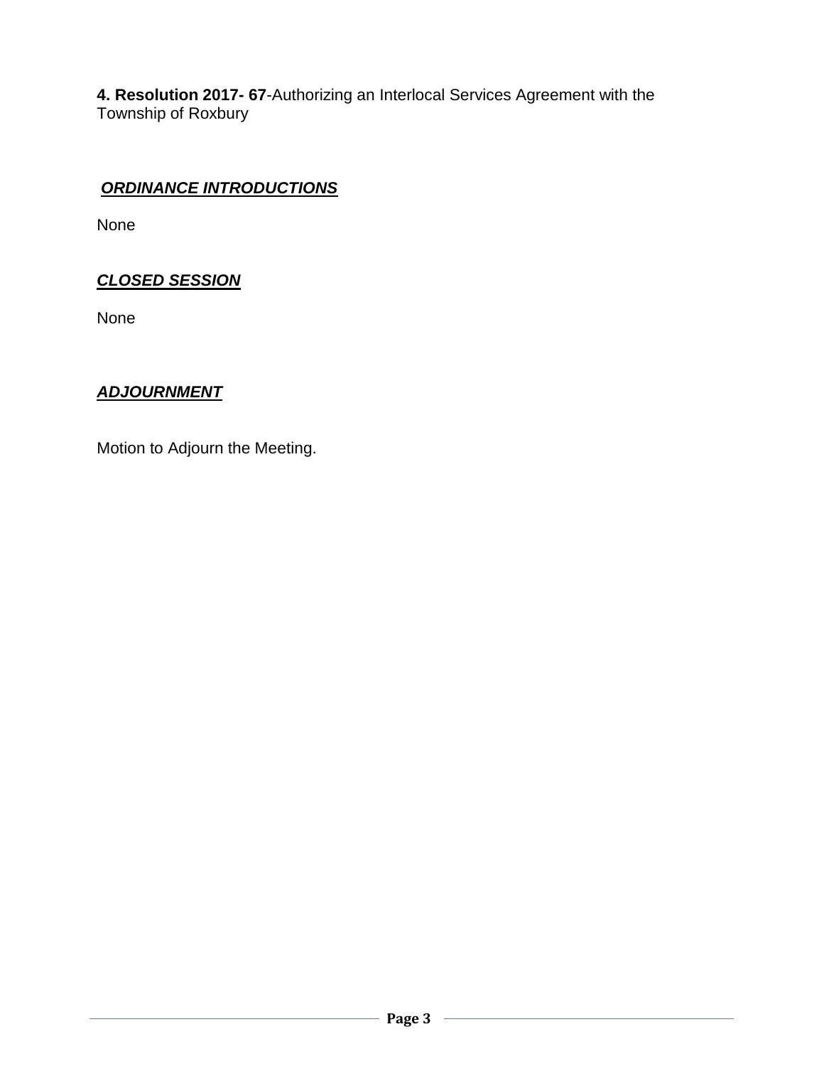**4. Resolution 2017- 67**-Authorizing an Interlocal Services Agreement with the Township of Roxbury

***ORDINANCE INTRODUCTIONS***

None

***CLOSED SESSION***

None

***ADJOURNMENT***

Motion to Adjourn the Meeting.